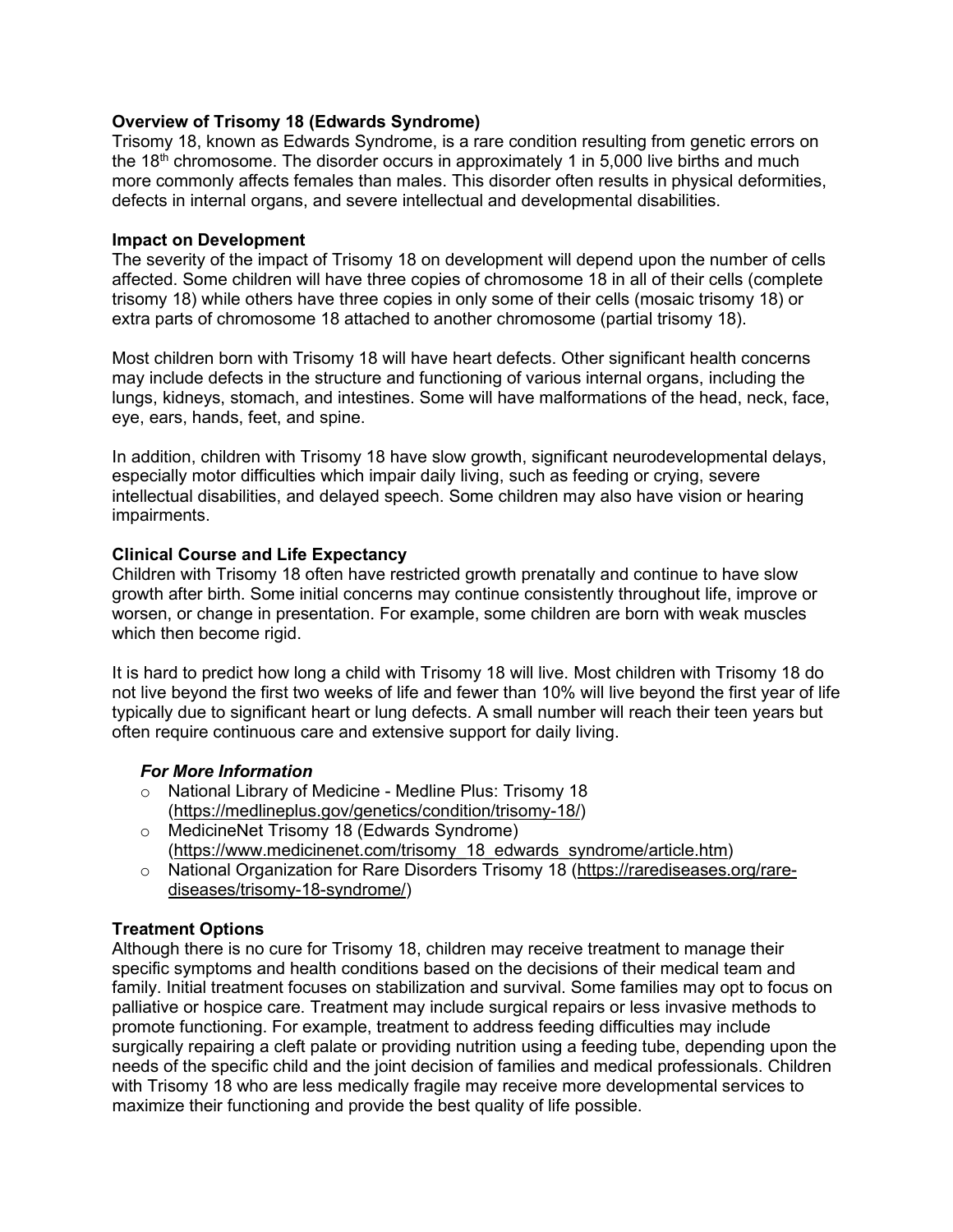**Overview of Trisomy 18 (Edwards Syndrome)**
Trisomy 18, known as Edwards Syndrome, is a rare condition resulting from genetic errors on the 18th chromosome. The disorder occurs in approximately 1 in 5,000 live births and much more commonly affects females than males. This disorder often results in physical deformities, defects in internal organs, and severe intellectual and developmental disabilities.

**Impact on Development**
The severity of the impact of Trisomy 18 on development will depend upon the number of cells affected. Some children will have three copies of chromosome 18 in all of their cells (complete trisomy 18) while others have three copies in only some of their cells (mosaic trisomy 18) or extra parts of chromosome 18 attached to another chromosome (partial trisomy 18).

Most children born with Trisomy 18 will have heart defects. Other significant health concerns may include defects in the structure and functioning of various internal organs, including the lungs, kidneys, stomach, and intestines. Some will have malformations of the head, neck, face, eye, ears, hands, feet, and spine.

In addition, children with Trisomy 18 have slow growth, significant neurodevelopmental delays, especially motor difficulties which impair daily living, such as feeding or crying, severe intellectual disabilities, and delayed speech. Some children may also have vision or hearing impairments.

**Clinical Course and Life Expectancy**
Children with Trisomy 18 often have restricted growth prenatally and continue to have slow growth after birth. Some initial concerns may continue consistently throughout life, improve or worsen, or change in presentation. For example, some children are born with weak muscles which then become rigid.

It is hard to predict how long a child with Trisomy 18 will live. Most children with Trisomy 18 do not live beyond the first two weeks of life and fewer than 10% will live beyond the first year of life typically due to significant heart or lung defects. A small number will reach their teen years but often require continuous care and extensive support for daily living.

***For More Information***

- National Library of Medicine - Medline Plus: Trisomy 18 (https://medlineplus.gov/genetics/condition/trisomy-18/)
- MedicineNet Trisomy 18 (Edwards Syndrome) (https://www.medicinenet.com/trisomy_18_edwards_syndrome/article.htm)
- National Organization for Rare Disorders Trisomy 18 (https://rarediseases.org/rare-diseases/trisomy-18-syndrome/)

**Treatment Options**
Although there is no cure for Trisomy 18, children may receive treatment to manage their specific symptoms and health conditions based on the decisions of their medical team and family. Initial treatment focuses on stabilization and survival. Some families may opt to focus on palliative or hospice care. Treatment may include surgical repairs or less invasive methods to promote functioning. For example, treatment to address feeding difficulties may include surgically repairing a cleft palate or providing nutrition using a feeding tube, depending upon the needs of the specific child and the joint decision of families and medical professionals. Children with Trisomy 18 who are less medically fragile may receive more developmental services to maximize their functioning and provide the best quality of life possible.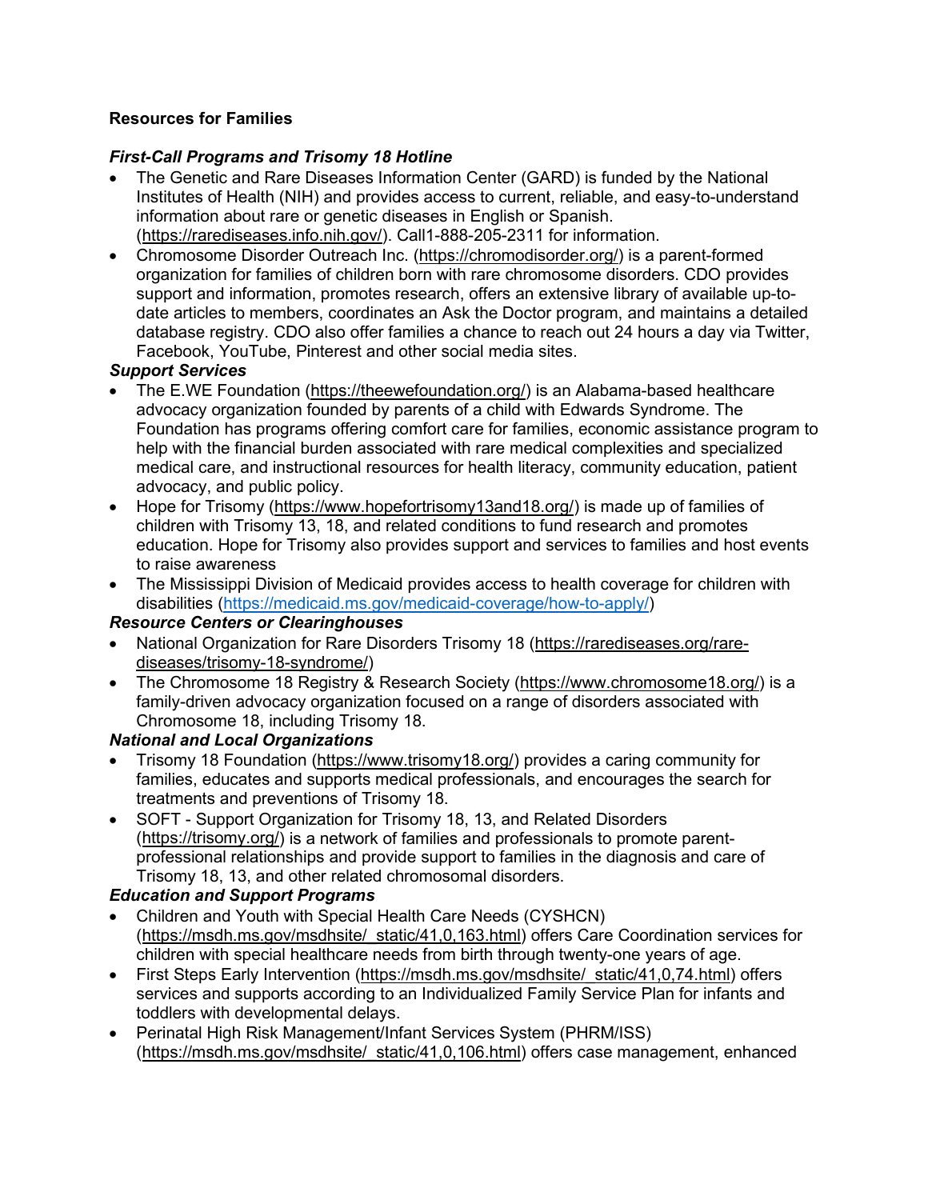**Resources for Families**

***First-Call Programs and Trisomy 18 Hotline***

- The Genetic and Rare Diseases Information Center (GARD) is funded by the National Institutes of Health (NIH) and provides access to current, reliable, and easy-to-understand information about rare or genetic diseases in English or Spanish. (https://rarediseases.info.nih.gov/). Call1-888-205-2311 for information.
- Chromosome Disorder Outreach Inc. (https://chromodisorder.org/) is a parent-formed organization for families of children born with rare chromosome disorders. CDO provides support and information, promotes research, offers an extensive library of available up-to-date articles to members, coordinates an Ask the Doctor program, and maintains a detailed database registry. CDO also offer families a chance to reach out 24 hours a day via Twitter, Facebook, YouTube, Pinterest and other social media sites.

***Support Services***

- The E.WE Foundation (https://theewefoundation.org/) is an Alabama-based healthcare advocacy organization founded by parents of a child with Edwards Syndrome. The Foundation has programs offering comfort care for families, economic assistance program to help with the financial burden associated with rare medical complexities and specialized medical care, and instructional resources for health literacy, community education, patient advocacy, and public policy.
- Hope for Trisomy (https://www.hopefortrisomy13and18.org/) is made up of families of children with Trisomy 13, 18, and related conditions to fund research and promotes education. Hope for Trisomy also provides support and services to families and host events to raise awareness
- The Mississippi Division of Medicaid provides access to health coverage for children with disabilities (https://medicaid.ms.gov/medicaid-coverage/how-to-apply/)

***Resource Centers or Clearinghouses***

- National Organization for Rare Disorders Trisomy 18 (https://rarediseases.org/rare-diseases/trisomy-18-syndrome/)
- The Chromosome 18 Registry & Research Society (https://www.chromosome18.org/) is a family-driven advocacy organization focused on a range of disorders associated with Chromosome 18, including Trisomy 18.

***National and Local Organizations***

- Trisomy 18 Foundation (https://www.trisomy18.org/) provides a caring community for families, educates and supports medical professionals, and encourages the search for treatments and preventions of Trisomy 18.
- SOFT - Support Organization for Trisomy 18, 13, and Related Disorders (https://trisomy.org/) is a network of families and professionals to promote parent-professional relationships and provide support to families in the diagnosis and care of Trisomy 18, 13, and other related chromosomal disorders.

***Education and Support Programs***

- Children and Youth with Special Health Care Needs (CYSHCN) (https://msdh.ms.gov/msdhsite/_static/41,0,163.html) offers Care Coordination services for children with special healthcare needs from birth through twenty-one years of age.
- First Steps Early Intervention (https://msdh.ms.gov/msdhsite/_static/41,0,74.html) offers services and supports according to an Individualized Family Service Plan for infants and toddlers with developmental delays.
- Perinatal High Risk Management/Infant Services System (PHRM/ISS) (https://msdh.ms.gov/msdhsite/_static/41,0,106.html) offers case management, enhanced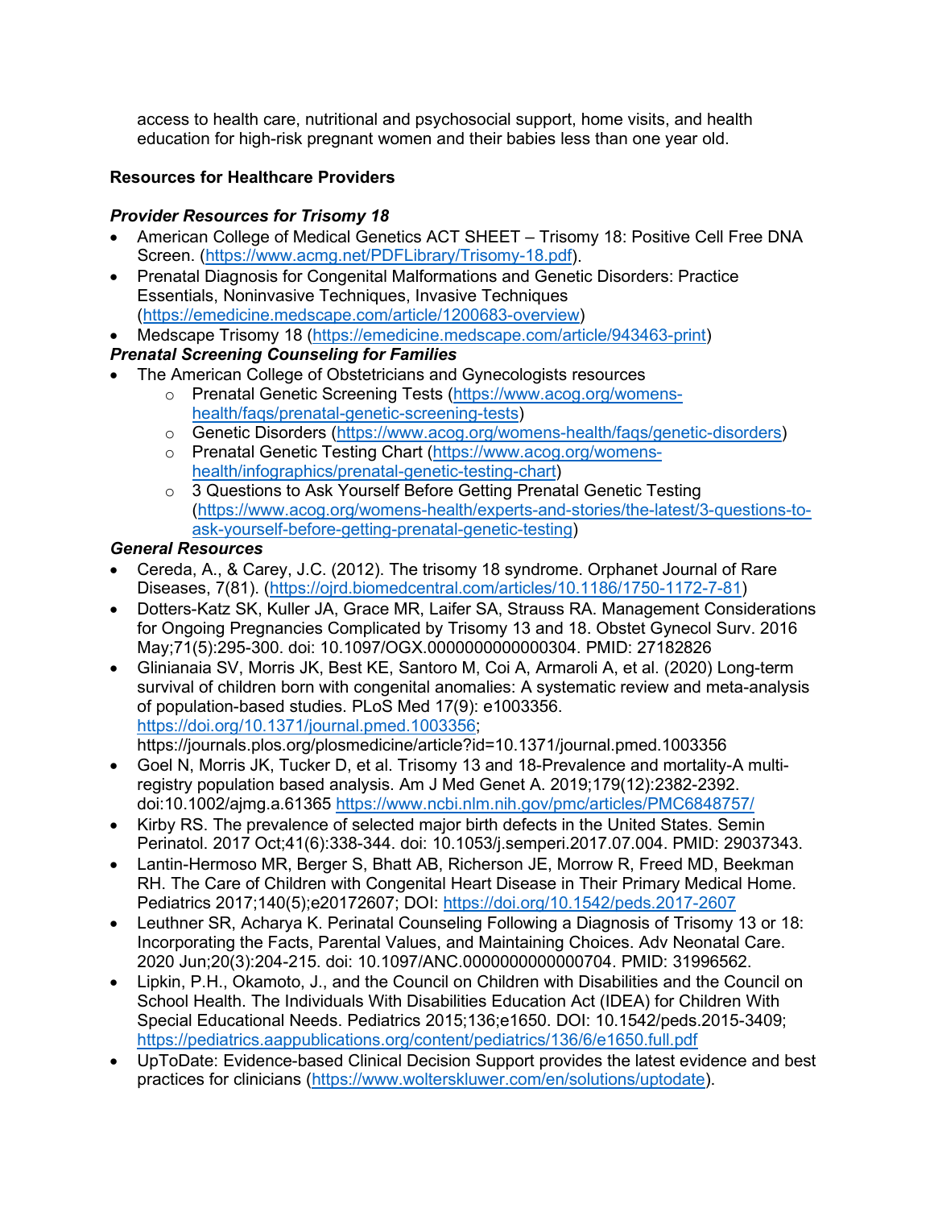access to health care, nutritional and psychosocial support, home visits, and health education for high-risk pregnant women and their babies less than one year old.

## Resources for Healthcare Providers

### *Provider Resources for Trisomy 18*

- American College of Medical Genetics ACT SHEET – Trisomy 18: Positive Cell Free DNA Screen. (https://www.acmg.net/PDFLibrary/Trisomy-18.pdf).
- Prenatal Diagnosis for Congenital Malformations and Genetic Disorders: Practice Essentials, Noninvasive Techniques, Invasive Techniques (https://emedicine.medscape.com/article/1200683-overview)
- Medscape Trisomy 18 (https://emedicine.medscape.com/article/943463-print)

### *Prenatal Screening Counseling for Families*

- The American College of Obstetricians and Gynecologists resources
  - Prenatal Genetic Screening Tests (https://www.acog.org/womens-health/faqs/prenatal-genetic-screening-tests)
  - Genetic Disorders (https://www.acog.org/womens-health/faqs/genetic-disorders)
  - Prenatal Genetic Testing Chart (https://www.acog.org/womens-health/infographics/prenatal-genetic-testing-chart)
  - 3 Questions to Ask Yourself Before Getting Prenatal Genetic Testing (https://www.acog.org/womens-health/experts-and-stories/the-latest/3-questions-to-ask-yourself-before-getting-prenatal-genetic-testing)

### *General Resources*

- Cereda, A., & Carey, J.C. (2012). The trisomy 18 syndrome. Orphanet Journal of Rare Diseases, 7(81). (https://ojrd.biomedcentral.com/articles/10.1186/1750-1172-7-81)
- Dotters-Katz SK, Kuller JA, Grace MR, Laifer SA, Strauss RA. Management Considerations for Ongoing Pregnancies Complicated by Trisomy 13 and 18. Obstet Gynecol Surv. 2016 May;71(5):295-300. doi: 10.1097/OGX.0000000000000304. PMID: 27182826
- Glinianaia SV, Morris JK, Best KE, Santoro M, Coi A, Armaroli A, et al. (2020) Long-term survival of children born with congenital anomalies: A systematic review and meta-analysis of population-based studies. PLoS Med 17(9): e1003356. https://doi.org/10.1371/journal.pmed.1003356; https://journals.plos.org/plosmedicine/article?id=10.1371/journal.pmed.1003356
- Goel N, Morris JK, Tucker D, et al. Trisomy 13 and 18-Prevalence and mortality-A multi-registry population based analysis. Am J Med Genet A. 2019;179(12):2382-2392. doi:10.1002/ajmg.a.61365 https://www.ncbi.nlm.nih.gov/pmc/articles/PMC6848757/
- Kirby RS. The prevalence of selected major birth defects in the United States. Semin Perinatol. 2017 Oct;41(6):338-344. doi: 10.1053/j.semperi.2017.07.004. PMID: 29037343.
- Lantin-Hermoso MR, Berger S, Bhatt AB, Richerson JE, Morrow R, Freed MD, Beekman RH. The Care of Children with Congenital Heart Disease in Their Primary Medical Home. Pediatrics 2017;140(5);e20172607; DOI: https://doi.org/10.1542/peds.2017-2607
- Leuthner SR, Acharya K. Perinatal Counseling Following a Diagnosis of Trisomy 13 or 18: Incorporating the Facts, Parental Values, and Maintaining Choices. Adv Neonatal Care. 2020 Jun;20(3):204-215. doi: 10.1097/ANC.0000000000000704. PMID: 31996562.
- Lipkin, P.H., Okamoto, J., and the Council on Children with Disabilities and the Council on School Health. The Individuals With Disabilities Education Act (IDEA) for Children With Special Educational Needs. Pediatrics 2015;136;e1650. DOI: 10.1542/peds.2015-3409; https://pediatrics.aappublications.org/content/pediatrics/136/6/e1650.full.pdf
- UpToDate: Evidence-based Clinical Decision Support provides the latest evidence and best practices for clinicians (https://www.wolterskluwer.com/en/solutions/uptodate).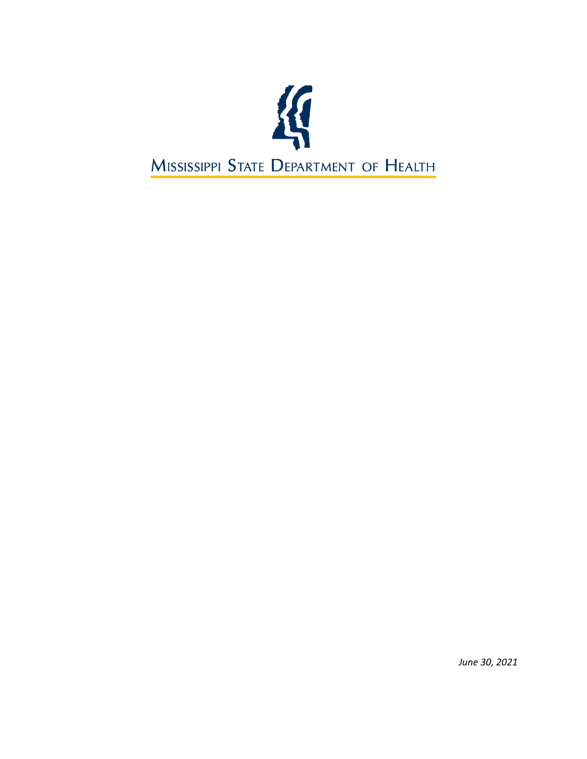MISSISSIPPI STATE DEPARTMENT OF HEALTH

*June 30, 2021*